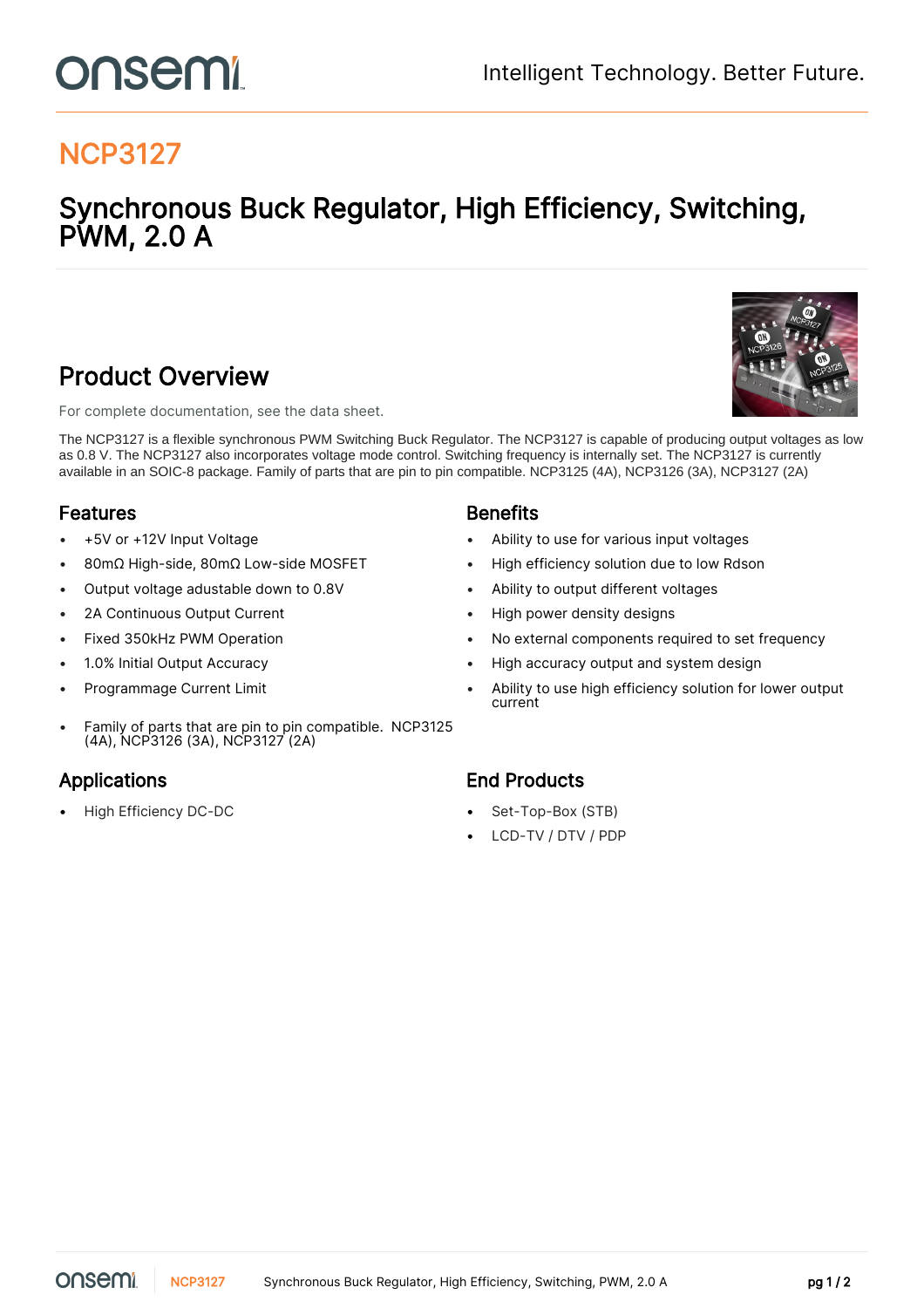# NCP3127

## Synchronous Buck Regulator, High Efficiency, Switching, PWM, 2.0 A

## Product Overview

For complete documentation, see the data sheet.

The NCP3127 is a flexible synchronous PWM Switching Buck Regulator. The NCP3127 is capable of producing output voltages as low as 0.8 V. The NCP3127 also incorporates voltage mode control. Switching frequency is internally set. The NCP3127 is currently available in an SOIC-8 package. Family of parts that are pin to pin compatible. NCP3125 (4A), NCP3126 (3A), NCP3127 (2A)

### Features

- +5V or +12V Input Voltage
- 80mΩ High-side, 80mΩ Low-side MOSFET
- Output voltage adustable down to 0.8V
- 2A Continuous Output Current
- Fixed 350kHz PWM Operation
- 1.0% Initial Output Accuracy
- Programmage Current Limit
- Family of parts that are pin to pin compatible. NCP3125 (4A), NCP3126 (3A), NCP3127 (2A)

### Benefits

- Ability to use for various input voltages
- High efficiency solution due to low Rdson
- Ability to output different voltages
- High power density designs
- No external components required to set frequency
- High accuracy output and system design
- Ability to use high efficiency solution for lower output current

### Applications

- High Efficiency DC-DC

### End Products

- Set-Top-Box (STB)
- LCD-TV / DTV / PDP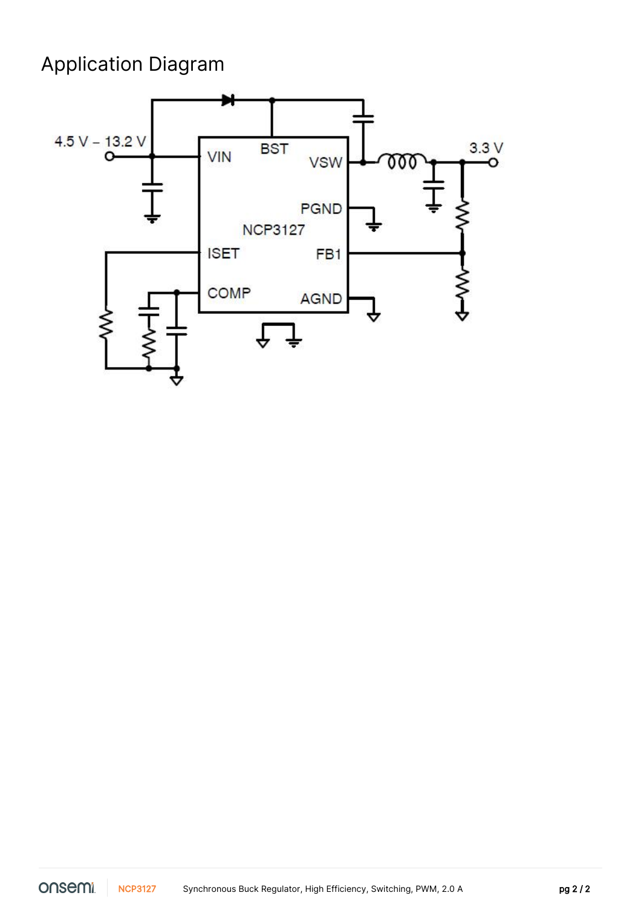## Application Diagram

4.5 V – 13.2 V

VIN

BST

VSW

3.3 V

PGND

NCP3127

ISET

FB1

COMP

AGND